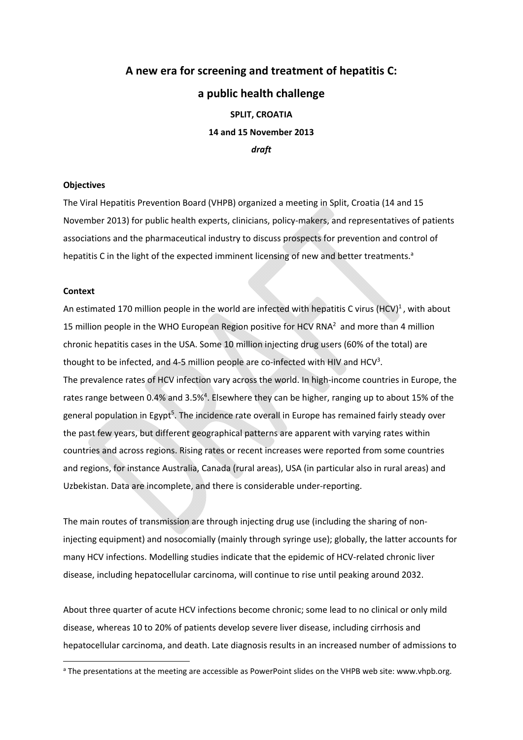# A new era for screening and treatment of hepatitis C:

# a public health challenge

**SPLIT, CROATIA**

**14 and 15 November 2013**

***draft***

**Objectives**

The Viral Hepatitis Prevention Board (VHPB) organized a meeting in Split, Croatia (14 and 15 November 2013) for public health experts, clinicians, policy-makers, and representatives of patients associations and the pharmaceutical industry to discuss prospects for prevention and control of hepatitis C in the light of the expected imminent licensing of new and better treatments.[a]

**Context**

An estimated 170 million people in the world are infected with hepatitis C virus (HCV)[1], with about 15 million people in the WHO European Region positive for HCV RNA[2] and more than 4 million chronic hepatitis cases in the USA. Some 10 million injecting drug users (60% of the total) are thought to be infected, and 4-5 million people are co-infected with HIV and HCV[3].

The prevalence rates of HCV infection vary across the world. In high-income countries in Europe, the rates range between 0.4% and 3.5%[4]. Elsewhere they can be higher, ranging up to about 15% of the general population in Egypt[5]. The incidence rate overall in Europe has remained fairly steady over the past few years, but different geographical patterns are apparent with varying rates within countries and across regions. Rising rates or recent increases were reported from some countries and regions, for instance Australia, Canada (rural areas), USA (in particular also in rural areas) and Uzbekistan. Data are incomplete, and there is considerable under-reporting.

The main routes of transmission are through injecting drug use (including the sharing of non-injecting equipment) and nosocomially (mainly through syringe use); globally, the latter accounts for many HCV infections. Modelling studies indicate that the epidemic of HCV-related chronic liver disease, including hepatocellular carcinoma, will continue to rise until peaking around 2032.

About three quarter of acute HCV infections become chronic; some lead to no clinical or only mild disease, whereas 10 to 20% of patients develop severe liver disease, including cirrhosis and hepatocellular carcinoma, and death. Late diagnosis results in an increased number of admissions to

[a] The presentations at the meeting are accessible as PowerPoint slides on the VHPB web site: www.vhpb.org.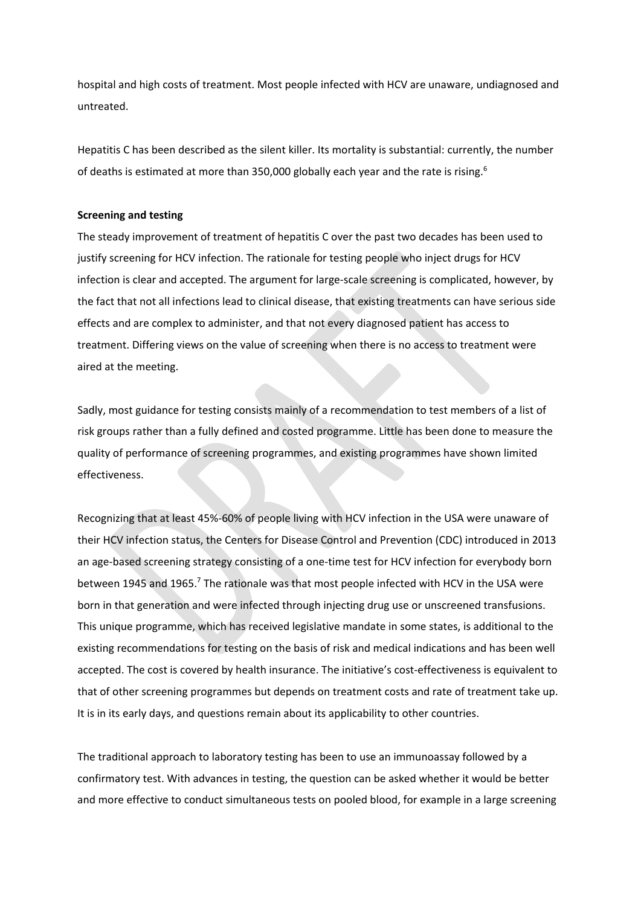hospital and high costs of treatment. Most people infected with HCV are unaware, undiagnosed and untreated.

Hepatitis C has been described as the silent killer. Its mortality is substantial: currently, the number of deaths is estimated at more than 350,000 globally each year and the rate is rising.[6]

**Screening and testing**

The steady improvement of treatment of hepatitis C over the past two decades has been used to justify screening for HCV infection. The rationale for testing people who inject drugs for HCV infection is clear and accepted. The argument for large-scale screening is complicated, however, by the fact that not all infections lead to clinical disease, that existing treatments can have serious side effects and are complex to administer, and that not every diagnosed patient has access to treatment. Differing views on the value of screening when there is no access to treatment were aired at the meeting.

Sadly, most guidance for testing consists mainly of a recommendation to test members of a list of risk groups rather than a fully defined and costed programme. Little has been done to measure the quality of performance of screening programmes, and existing programmes have shown limited effectiveness.

Recognizing that at least 45%-60% of people living with HCV infection in the USA were unaware of their HCV infection status, the Centers for Disease Control and Prevention (CDC) introduced in 2013 an age-based screening strategy consisting of a one-time test for HCV infection for everybody born between 1945 and 1965.[7] The rationale was that most people infected with HCV in the USA were born in that generation and were infected through injecting drug use or unscreened transfusions. This unique programme, which has received legislative mandate in some states, is additional to the existing recommendations for testing on the basis of risk and medical indications and has been well accepted. The cost is covered by health insurance. The initiative's cost-effectiveness is equivalent to that of other screening programmes but depends on treatment costs and rate of treatment take up. It is in its early days, and questions remain about its applicability to other countries.

The traditional approach to laboratory testing has been to use an immunoassay followed by a confirmatory test. With advances in testing, the question can be asked whether it would be better and more effective to conduct simultaneous tests on pooled blood, for example in a large screening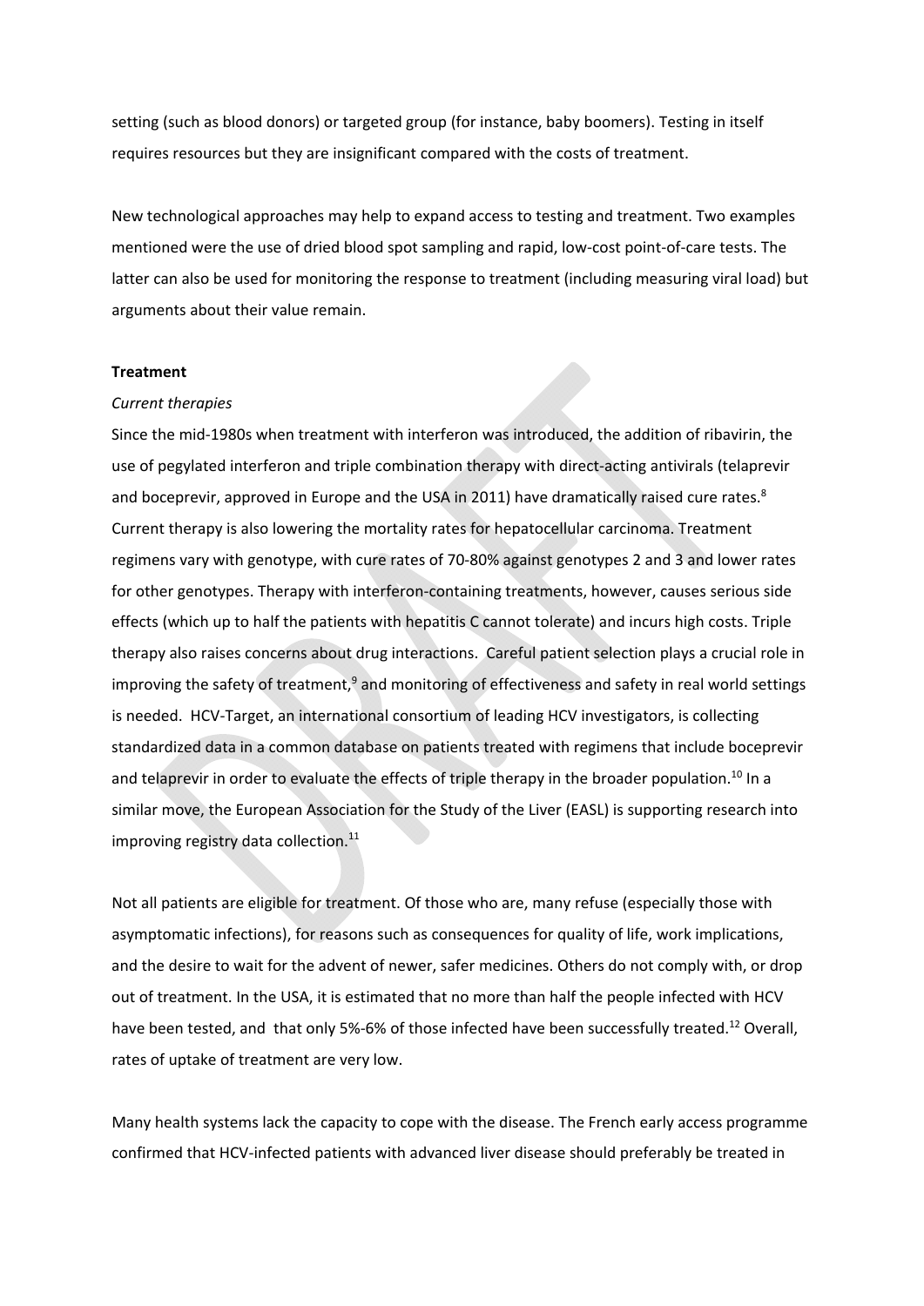setting (such as blood donors) or targeted group (for instance, baby boomers). Testing in itself requires resources but they are insignificant compared with the costs of treatment.

New technological approaches may help to expand access to testing and treatment. Two examples mentioned were the use of dried blood spot sampling and rapid, low-cost point-of-care tests. The latter can also be used for monitoring the response to treatment (including measuring viral load) but arguments about their value remain.

**Treatment**

*Current therapies*

Since the mid-1980s when treatment with interferon was introduced, the addition of ribavirin, the use of pegylated interferon and triple combination therapy with direct-acting antivirals (telaprevir and boceprevir, approved in Europe and the USA in 2011) have dramatically raised cure rates.[8] Current therapy is also lowering the mortality rates for hepatocellular carcinoma. Treatment regimens vary with genotype, with cure rates of 70-80% against genotypes 2 and 3 and lower rates for other genotypes. Therapy with interferon-containing treatments, however, causes serious side effects (which up to half the patients with hepatitis C cannot tolerate) and incurs high costs. Triple therapy also raises concerns about drug interactions. Careful patient selection plays a crucial role in improving the safety of treatment,[9] and monitoring of effectiveness and safety in real world settings is needed. HCV-Target, an international consortium of leading HCV investigators, is collecting standardized data in a common database on patients treated with regimens that include boceprevir and telaprevir in order to evaluate the effects of triple therapy in the broader population.[10] In a similar move, the European Association for the Study of the Liver (EASL) is supporting research into improving registry data collection.[11]

Not all patients are eligible for treatment. Of those who are, many refuse (especially those with asymptomatic infections), for reasons such as consequences for quality of life, work implications, and the desire to wait for the advent of newer, safer medicines. Others do not comply with, or drop out of treatment. In the USA, it is estimated that no more than half the people infected with HCV have been tested, and that only 5%-6% of those infected have been successfully treated.[12] Overall, rates of uptake of treatment are very low.

Many health systems lack the capacity to cope with the disease. The French early access programme confirmed that HCV-infected patients with advanced liver disease should preferably be treated in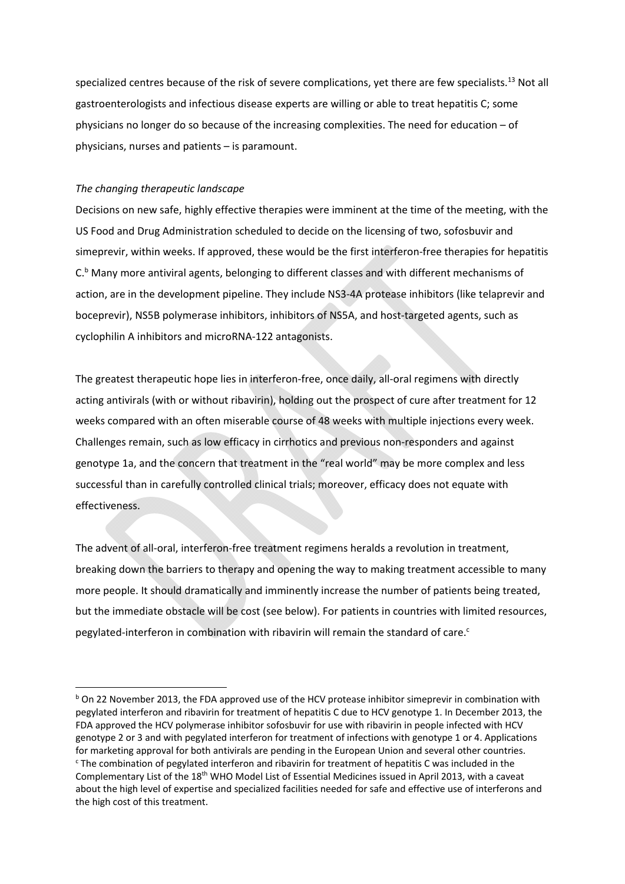specialized centres because of the risk of severe complications, yet there are few specialists.[13] Not all gastroenterologists and infectious disease experts are willing or able to treat hepatitis C; some physicians no longer do so because of the increasing complexities. The need for education – of physicians, nurses and patients – is paramount.

*The changing therapeutic landscape*

Decisions on new safe, highly effective therapies were imminent at the time of the meeting, with the US Food and Drug Administration scheduled to decide on the licensing of two, sofosbuvir and simeprevir, within weeks. If approved, these would be the first interferon-free therapies for hepatitis C.[b] Many more antiviral agents, belonging to different classes and with different mechanisms of action, are in the development pipeline. They include NS3-4A protease inhibitors (like telaprevir and boceprevir), NS5B polymerase inhibitors, inhibitors of NS5A, and host-targeted agents, such as cyclophilin A inhibitors and microRNA-122 antagonists.

The greatest therapeutic hope lies in interferon-free, once daily, all-oral regimens with directly acting antivirals (with or without ribavirin), holding out the prospect of cure after treatment for 12 weeks compared with an often miserable course of 48 weeks with multiple injections every week. Challenges remain, such as low efficacy in cirrhotics and previous non-responders and against genotype 1a, and the concern that treatment in the "real world" may be more complex and less successful than in carefully controlled clinical trials; moreover, efficacy does not equate with effectiveness.

The advent of all-oral, interferon-free treatment regimens heralds a revolution in treatment, breaking down the barriers to therapy and opening the way to making treatment accessible to many more people. It should dramatically and imminently increase the number of patients being treated, but the immediate obstacle will be cost (see below). For patients in countries with limited resources, pegylated-interferon in combination with ribavirin will remain the standard of care.[c]

---

[b] On 22 November 2013, the FDA approved use of the HCV protease inhibitor simeprevir in combination with pegylated interferon and ribavirin for treatment of hepatitis C due to HCV genotype 1. In December 2013, the FDA approved the HCV polymerase inhibitor sofosbuvir for use with ribavirin in people infected with HCV genotype 2 or 3 and with pegylated interferon for treatment of infections with genotype 1 or 4. Applications for marketing approval for both antivirals are pending in the European Union and several other countries.

[c] The combination of pegylated interferon and ribavirin for treatment of hepatitis C was included in the Complementary List of the 18th WHO Model List of Essential Medicines issued in April 2013, with a caveat about the high level of expertise and specialized facilities needed for safe and effective use of interferons and the high cost of this treatment.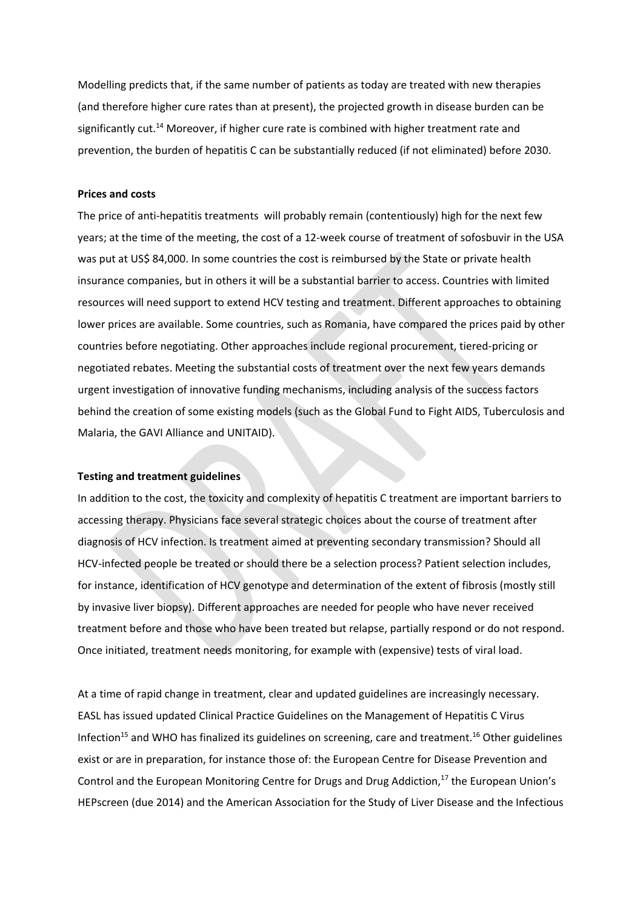Modelling predicts that, if the same number of patients as today are treated with new therapies (and therefore higher cure rates than at present), the projected growth in disease burden can be significantly cut.[14] Moreover, if higher cure rate is combined with higher treatment rate and prevention, the burden of hepatitis C can be substantially reduced (if not eliminated) before 2030.

**Prices and costs**

The price of anti-hepatitis treatments will probably remain (contentiously) high for the next few years; at the time of the meeting, the cost of a 12-week course of treatment of sofosbuvir in the USA was put at US$ 84,000. In some countries the cost is reimbursed by the State or private health insurance companies, but in others it will be a substantial barrier to access. Countries with limited resources will need support to extend HCV testing and treatment. Different approaches to obtaining lower prices are available. Some countries, such as Romania, have compared the prices paid by other countries before negotiating. Other approaches include regional procurement, tiered-pricing or negotiated rebates. Meeting the substantial costs of treatment over the next few years demands urgent investigation of innovative funding mechanisms, including analysis of the success factors behind the creation of some existing models (such as the Global Fund to Fight AIDS, Tuberculosis and Malaria, the GAVI Alliance and UNITAID).

**Testing and treatment guidelines**

In addition to the cost, the toxicity and complexity of hepatitis C treatment are important barriers to accessing therapy. Physicians face several strategic choices about the course of treatment after diagnosis of HCV infection. Is treatment aimed at preventing secondary transmission? Should all HCV-infected people be treated or should there be a selection process? Patient selection includes, for instance, identification of HCV genotype and determination of the extent of fibrosis (mostly still by invasive liver biopsy). Different approaches are needed for people who have never received treatment before and those who have been treated but relapse, partially respond or do not respond. Once initiated, treatment needs monitoring, for example with (expensive) tests of viral load.

At a time of rapid change in treatment, clear and updated guidelines are increasingly necessary. EASL has issued updated Clinical Practice Guidelines on the Management of Hepatitis C Virus Infection[15] and WHO has finalized its guidelines on screening, care and treatment.[16] Other guidelines exist or are in preparation, for instance those of: the European Centre for Disease Prevention and Control and the European Monitoring Centre for Drugs and Drug Addiction,[17] the European Union's HEPscreen (due 2014) and the American Association for the Study of Liver Disease and the Infectious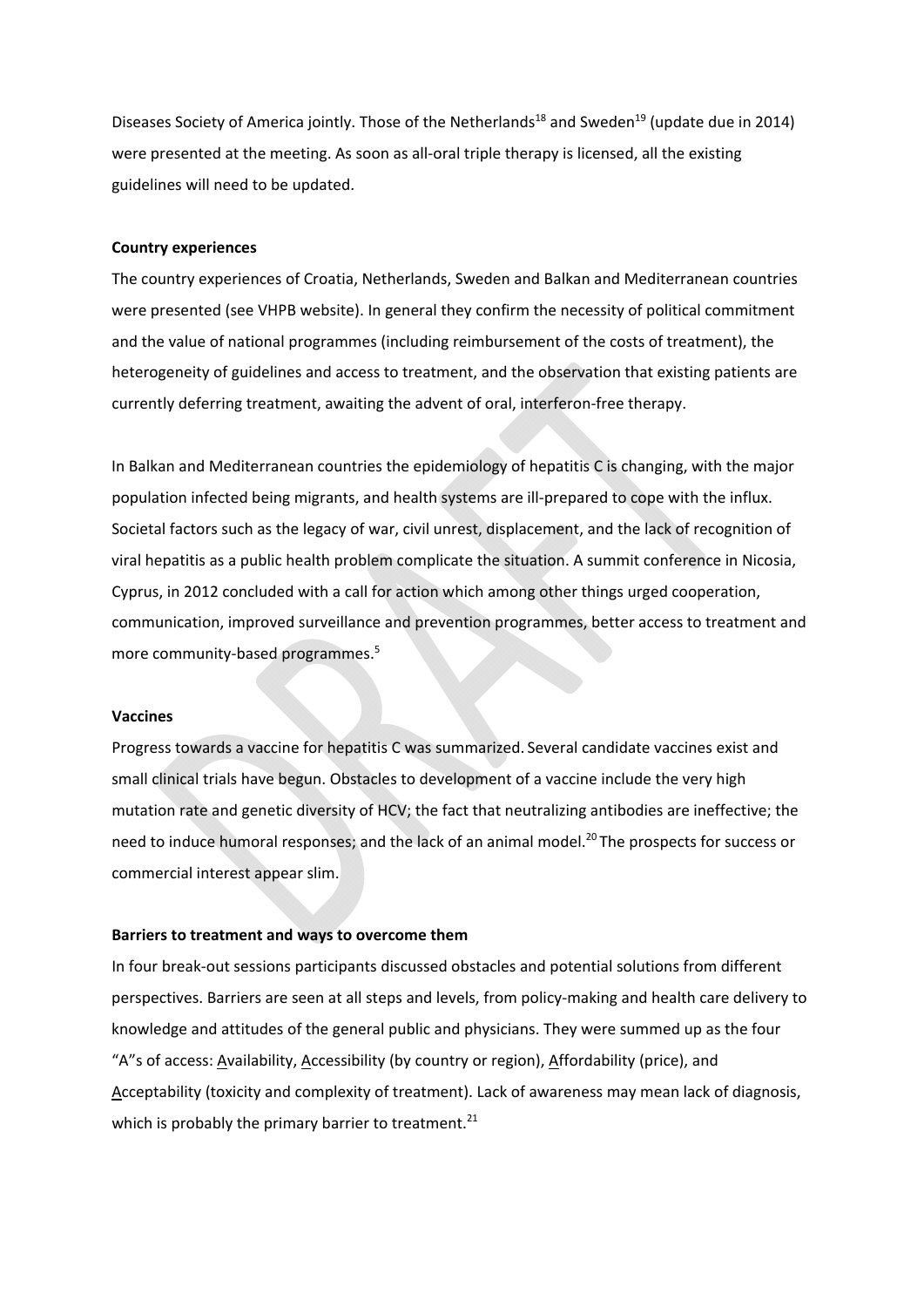Diseases Society of America jointly. Those of the Netherlands[18] and Sweden[19] (update due in 2014) were presented at the meeting. As soon as all-oral triple therapy is licensed, all the existing guidelines will need to be updated.

**Country experiences**

The country experiences of Croatia, Netherlands, Sweden and Balkan and Mediterranean countries were presented (see VHPB website). In general they confirm the necessity of political commitment and the value of national programmes (including reimbursement of the costs of treatment), the heterogeneity of guidelines and access to treatment, and the observation that existing patients are currently deferring treatment, awaiting the advent of oral, interferon-free therapy.

In Balkan and Mediterranean countries the epidemiology of hepatitis C is changing, with the major population infected being migrants, and health systems are ill-prepared to cope with the influx. Societal factors such as the legacy of war, civil unrest, displacement, and the lack of recognition of viral hepatitis as a public health problem complicate the situation. A summit conference in Nicosia, Cyprus, in 2012 concluded with a call for action which among other things urged cooperation, communication, improved surveillance and prevention programmes, better access to treatment and more community-based programmes.[5]

**Vaccines**

Progress towards a vaccine for hepatitis C was summarized. Several candidate vaccines exist and small clinical trials have begun. Obstacles to development of a vaccine include the very high mutation rate and genetic diversity of HCV; the fact that neutralizing antibodies are ineffective; the need to induce humoral responses; and the lack of an animal model.[20] The prospects for success or commercial interest appear slim.

**Barriers to treatment and ways to overcome them**

In four break-out sessions participants discussed obstacles and potential solutions from different perspectives. Barriers are seen at all steps and levels, from policy-making and health care delivery to knowledge and attitudes of the general public and physicians. They were summed up as the four "A"s of access: <u>A</u>vailability, <u>A</u>ccessibility (by country or region), <u>A</u>ffordability (price), and <u>A</u>cceptability (toxicity and complexity of treatment). Lack of awareness may mean lack of diagnosis, which is probably the primary barrier to treatment.[21]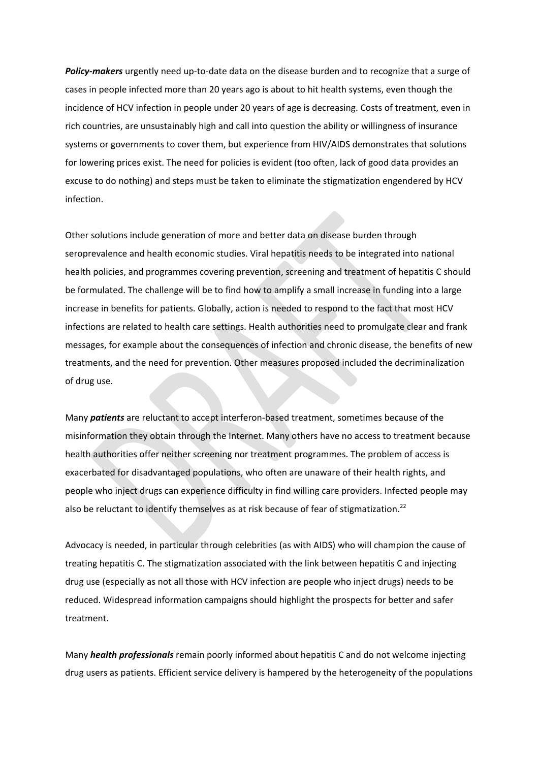***Policy-makers*** urgently need up-to-date data on the disease burden and to recognize that a surge of cases in people infected more than 20 years ago is about to hit health systems, even though the incidence of HCV infection in people under 20 years of age is decreasing. Costs of treatment, even in rich countries, are unsustainably high and call into question the ability or willingness of insurance systems or governments to cover them, but experience from HIV/AIDS demonstrates that solutions for lowering prices exist. The need for policies is evident (too often, lack of good data provides an excuse to do nothing) and steps must be taken to eliminate the stigmatization engendered by HCV infection.

Other solutions include generation of more and better data on disease burden through seroprevalence and health economic studies. Viral hepatitis needs to be integrated into national health policies, and programmes covering prevention, screening and treatment of hepatitis C should be formulated. The challenge will be to find how to amplify a small increase in funding into a large increase in benefits for patients. Globally, action is needed to respond to the fact that most HCV infections are related to health care settings. Health authorities need to promulgate clear and frank messages, for example about the consequences of infection and chronic disease, the benefits of new treatments, and the need for prevention. Other measures proposed included the decriminalization of drug use.

Many ***patients*** are reluctant to accept interferon-based treatment, sometimes because of the misinformation they obtain through the Internet. Many others have no access to treatment because health authorities offer neither screening nor treatment programmes. The problem of access is exacerbated for disadvantaged populations, who often are unaware of their health rights, and people who inject drugs can experience difficulty in find willing care providers. Infected people may also be reluctant to identify themselves as at risk because of fear of stigmatization.[22]

Advocacy is needed, in particular through celebrities (as with AIDS) who will champion the cause of treating hepatitis C. The stigmatization associated with the link between hepatitis C and injecting drug use (especially as not all those with HCV infection are people who inject drugs) needs to be reduced. Widespread information campaigns should highlight the prospects for better and safer treatment.

Many ***health professionals*** remain poorly informed about hepatitis C and do not welcome injecting drug users as patients. Efficient service delivery is hampered by the heterogeneity of the populations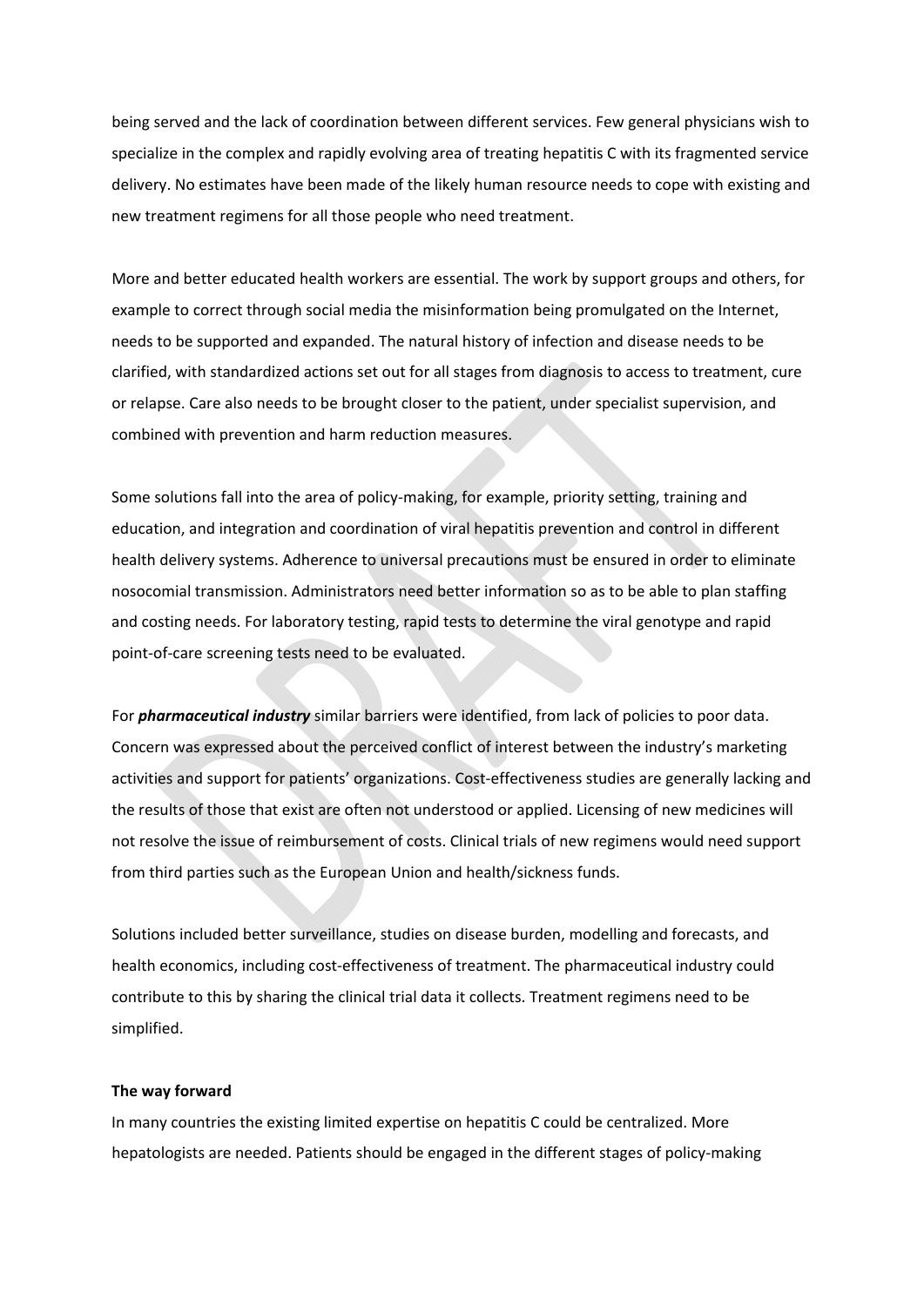being served and the lack of coordination between different services. Few general physicians wish to specialize in the complex and rapidly evolving area of treating hepatitis C with its fragmented service delivery. No estimates have been made of the likely human resource needs to cope with existing and new treatment regimens for all those people who need treatment.

More and better educated health workers are essential. The work by support groups and others, for example to correct through social media the misinformation being promulgated on the Internet, needs to be supported and expanded. The natural history of infection and disease needs to be clarified, with standardized actions set out for all stages from diagnosis to access to treatment, cure or relapse. Care also needs to be brought closer to the patient, under specialist supervision, and combined with prevention and harm reduction measures.

Some solutions fall into the area of policy-making, for example, priority setting, training and education, and integration and coordination of viral hepatitis prevention and control in different health delivery systems. Adherence to universal precautions must be ensured in order to eliminate nosocomial transmission. Administrators need better information so as to be able to plan staffing and costing needs. For laboratory testing, rapid tests to determine the viral genotype and rapid point-of-care screening tests need to be evaluated.

For ***pharmaceutical industry*** similar barriers were identified, from lack of policies to poor data. Concern was expressed about the perceived conflict of interest between the industry's marketing activities and support for patients' organizations. Cost-effectiveness studies are generally lacking and the results of those that exist are often not understood or applied. Licensing of new medicines will not resolve the issue of reimbursement of costs. Clinical trials of new regimens would need support from third parties such as the European Union and health/sickness funds.

Solutions included better surveillance, studies on disease burden, modelling and forecasts, and health economics, including cost-effectiveness of treatment. The pharmaceutical industry could contribute to this by sharing the clinical trial data it collects. Treatment regimens need to be simplified.

**The way forward**

In many countries the existing limited expertise on hepatitis C could be centralized. More hepatologists are needed. Patients should be engaged in the different stages of policy-making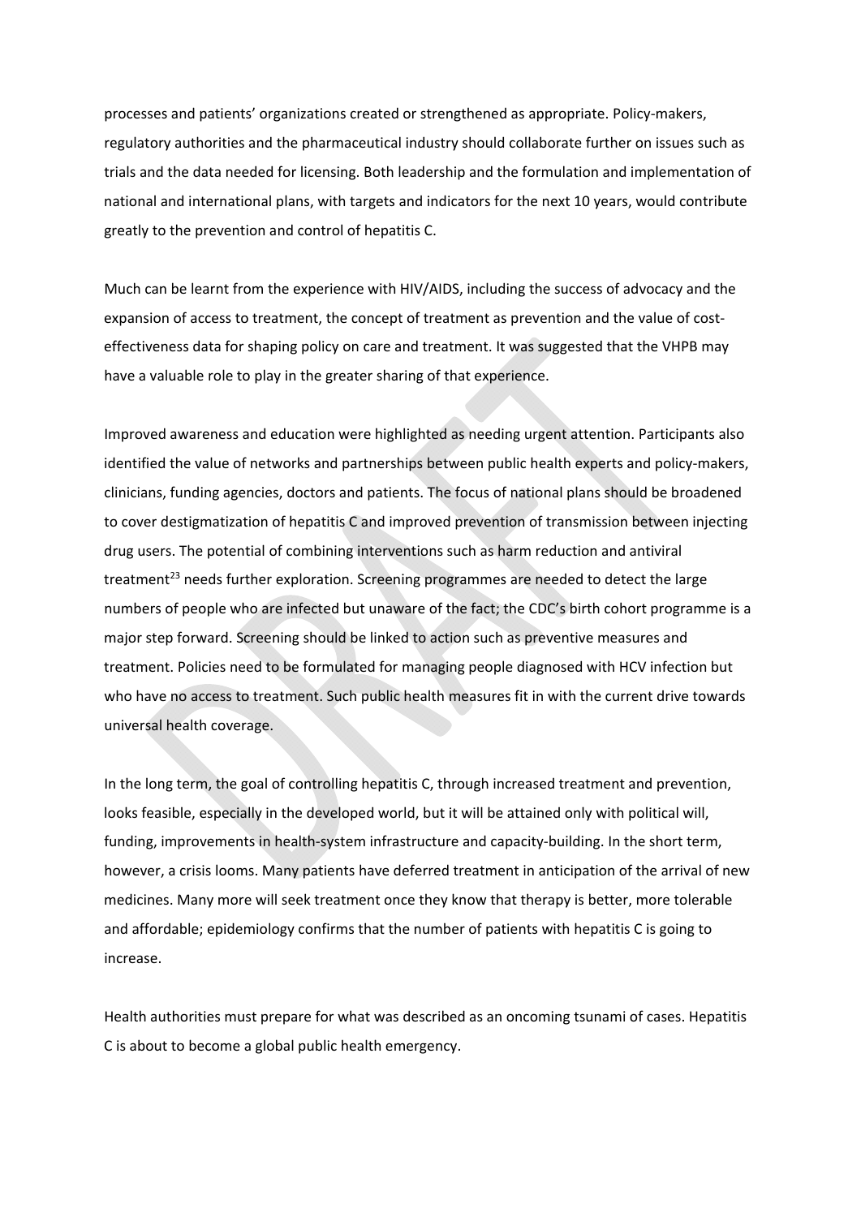processes and patients' organizations created or strengthened as appropriate. Policy-makers, regulatory authorities and the pharmaceutical industry should collaborate further on issues such as trials and the data needed for licensing. Both leadership and the formulation and implementation of national and international plans, with targets and indicators for the next 10 years, would contribute greatly to the prevention and control of hepatitis C.

Much can be learnt from the experience with HIV/AIDS, including the success of advocacy and the expansion of access to treatment, the concept of treatment as prevention and the value of cost-effectiveness data for shaping policy on care and treatment. It was suggested that the VHPB may have a valuable role to play in the greater sharing of that experience.

Improved awareness and education were highlighted as needing urgent attention. Participants also identified the value of networks and partnerships between public health experts and policy-makers, clinicians, funding agencies, doctors and patients. The focus of national plans should be broadened to cover destigmatization of hepatitis C and improved prevention of transmission between injecting drug users. The potential of combining interventions such as harm reduction and antiviral treatment[23] needs further exploration. Screening programmes are needed to detect the large numbers of people who are infected but unaware of the fact; the CDC's birth cohort programme is a major step forward. Screening should be linked to action such as preventive measures and treatment. Policies need to be formulated for managing people diagnosed with HCV infection but who have no access to treatment. Such public health measures fit in with the current drive towards universal health coverage.

In the long term, the goal of controlling hepatitis C, through increased treatment and prevention, looks feasible, especially in the developed world, but it will be attained only with political will, funding, improvements in health-system infrastructure and capacity-building. In the short term, however, a crisis looms. Many patients have deferred treatment in anticipation of the arrival of new medicines. Many more will seek treatment once they know that therapy is better, more tolerable and affordable; epidemiology confirms that the number of patients with hepatitis C is going to increase.

Health authorities must prepare for what was described as an oncoming tsunami of cases. Hepatitis C is about to become a global public health emergency.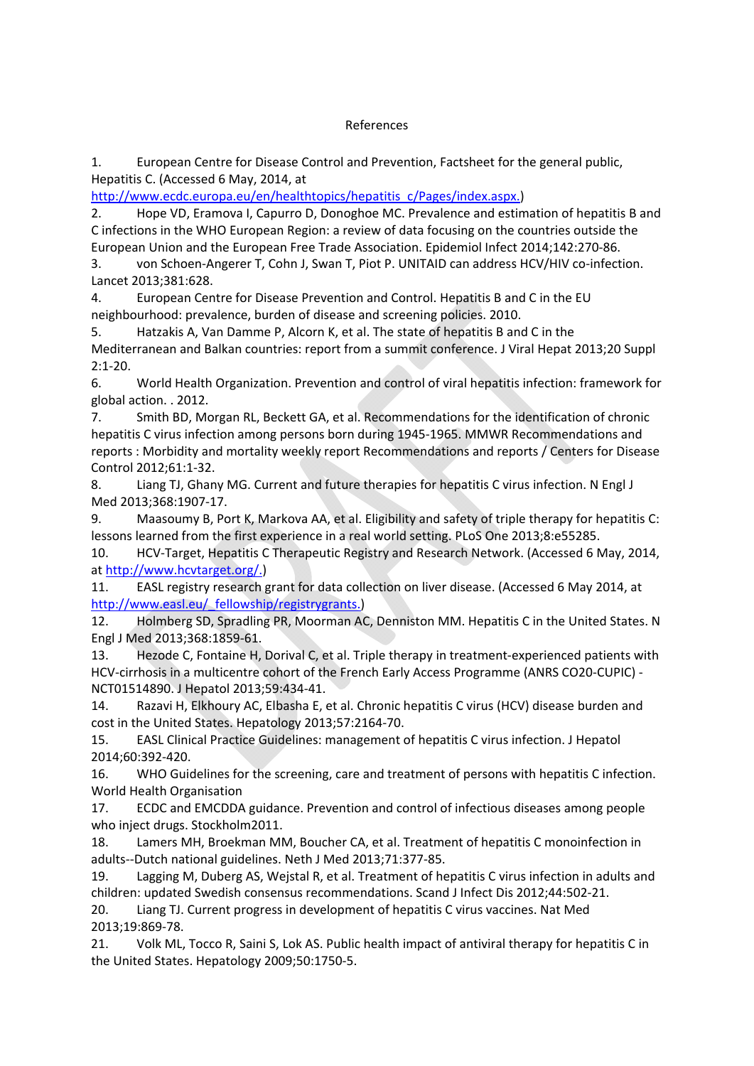# References

1. European Centre for Disease Control and Prevention, Factsheet for the general public, Hepatitis C. (Accessed 6 May, 2014, at http://www.ecdc.europa.eu/en/healthtopics/hepatitis_c/Pages/index.aspx.)
2. Hope VD, Eramova I, Capurro D, Donoghoe MC. Prevalence and estimation of hepatitis B and C infections in the WHO European Region: a review of data focusing on the countries outside the European Union and the European Free Trade Association. Epidemiol Infect 2014;142:270-86.
3. von Schoen-Angerer T, Cohn J, Swan T, Piot P. UNITAID can address HCV/HIV co-infection. Lancet 2013;381:628.
4. European Centre for Disease Prevention and Control. Hepatitis B and C in the EU neighbourhood: prevalence, burden of disease and screening policies. 2010.
5. Hatzakis A, Van Damme P, Alcorn K, et al. The state of hepatitis B and C in the Mediterranean and Balkan countries: report from a summit conference. J Viral Hepat 2013;20 Suppl 2:1-20.
6. World Health Organization. Prevention and control of viral hepatitis infection: framework for global action. . 2012.
7. Smith BD, Morgan RL, Beckett GA, et al. Recommendations for the identification of chronic hepatitis C virus infection among persons born during 1945-1965. MMWR Recommendations and reports : Morbidity and mortality weekly report Recommendations and reports / Centers for Disease Control 2012;61:1-32.
8. Liang TJ, Ghany MG. Current and future therapies for hepatitis C virus infection. N Engl J Med 2013;368:1907-17.
9. Maasoumy B, Port K, Markova AA, et al. Eligibility and safety of triple therapy for hepatitis C: lessons learned from the first experience in a real world setting. PLoS One 2013;8:e55285.
10. HCV-Target, Hepatitis C Therapeutic Registry and Research Network. (Accessed 6 May, 2014, at http://www.hcvtarget.org/.)
11. EASL registry research grant for data collection on liver disease. (Accessed 6 May 2014, at http://www.easl.eu/_fellowship/registrygrants.)
12. Holmberg SD, Spradling PR, Moorman AC, Denniston MM. Hepatitis C in the United States. N Engl J Med 2013;368:1859-61.
13. Hezode C, Fontaine H, Dorival C, et al. Triple therapy in treatment-experienced patients with HCV-cirrhosis in a multicentre cohort of the French Early Access Programme (ANRS CO20-CUPIC) - NCT01514890. J Hepatol 2013;59:434-41.
14. Razavi H, Elkhoury AC, Elbasha E, et al. Chronic hepatitis C virus (HCV) disease burden and cost in the United States. Hepatology 2013;57:2164-70.
15. EASL Clinical Practice Guidelines: management of hepatitis C virus infection. J Hepatol 2014;60:392-420.
16. WHO Guidelines for the screening, care and treatment of persons with hepatitis C infection. World Health Organisation
17. ECDC and EMCDDA guidance. Prevention and control of infectious diseases among people who inject drugs. Stockholm2011.
18. Lamers MH, Broekman MM, Boucher CA, et al. Treatment of hepatitis C monoinfection in adults--Dutch national guidelines. Neth J Med 2013;71:377-85.
19. Lagging M, Duberg AS, Wejstal R, et al. Treatment of hepatitis C virus infection in adults and children: updated Swedish consensus recommendations. Scand J Infect Dis 2012;44:502-21.
20. Liang TJ. Current progress in development of hepatitis C virus vaccines. Nat Med 2013;19:869-78.
21. Volk ML, Tocco R, Saini S, Lok AS. Public health impact of antiviral therapy for hepatitis C in the United States. Hepatology 2009;50:1750-5.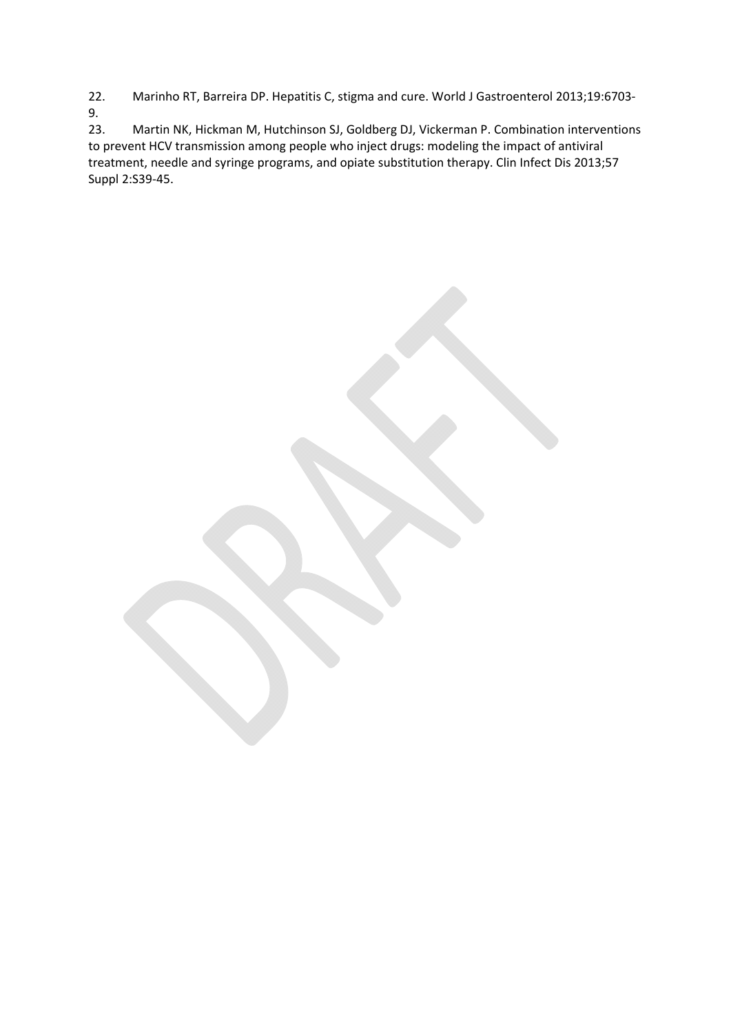22. Marinho RT, Barreira DP. Hepatitis C, stigma and cure. World J Gastroenterol 2013;19:6703-9.

23. Martin NK, Hickman M, Hutchinson SJ, Goldberg DJ, Vickerman P. Combination interventions to prevent HCV transmission among people who inject drugs: modeling the impact of antiviral treatment, needle and syringe programs, and opiate substitution therapy. Clin Infect Dis 2013;57 Suppl 2:S39-45.